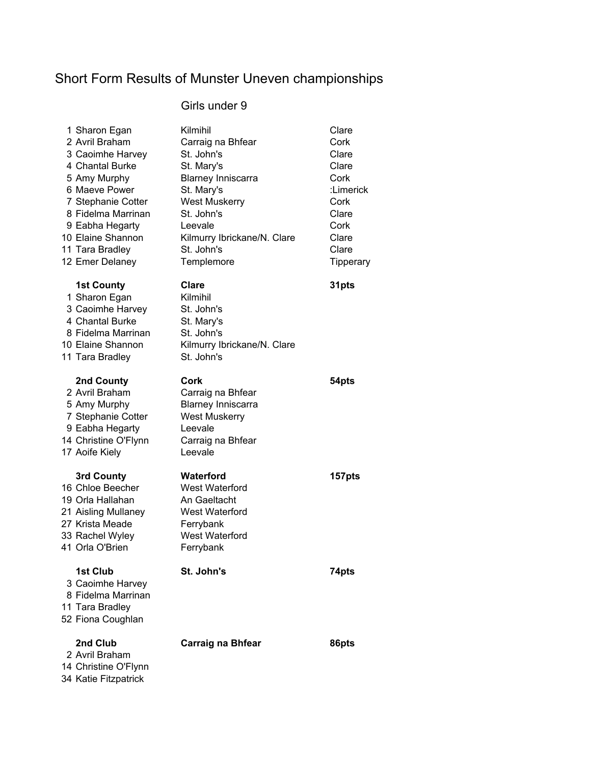# Short Form Results of Munster Uneven championships

## Girls under 9

| | | | |
|---|---|---|---|
| 1 | Sharon Egan | Kilmihil | Clare |
| 2 | Avril Braham | Carraig na Bhfear | Cork |
| 3 | Caoimhe Harvey | St. John's | Clare |
| 4 | Chantal Burke | St. Mary's | Clare |
| 5 | Amy Murphy | Blarney Inniscarra | Cork |
| 6 | Maeve Power | St. Mary's | :Limerick |
| 7 | Stephanie Cotter | West Muskerry | Cork |
| 8 | Fidelma Marrinan | St. John's | Clare |
| 9 | Eabha Hegarty | Leevale | Cork |
| 10 | Elaine Shannon | Kilmurry Ibrickane/N. Clare | Clare |
| 11 | Tara Bradley | St. John's | Clare |
| 12 | Emer Delaney | Templemore | Tipperary |

| | | | |
|---|---|---|---|
| | **1st County** | **Clare** | **31pts** |
| 1 | Sharon Egan | Kilmihil | |
| 3 | Caoimhe Harvey | St. John's | |
| 4 | Chantal Burke | St. Mary's | |
| 8 | Fidelma Marrinan | St. John's | |
| 10 | Elaine Shannon | Kilmurry Ibrickane/N. Clare | |
| 11 | Tara Bradley | St. John's | |

| | | | |
|---|---|---|---|
| | **2nd County** | **Cork** | **54pts** |
| 2 | Avril Braham | Carraig na Bhfear | |
| 5 | Amy Murphy | Blarney Inniscarra | |
| 7 | Stephanie Cotter | West Muskerry | |
| 9 | Eabha Hegarty | Leevale | |
| 14 | Christine O'Flynn | Carraig na Bhfear | |
| 17 | Aoife Kiely | Leevale | |

| | | | |
|---|---|---|---|
| | **3rd County** | **Waterford** | **157pts** |
| 16 | Chloe Beecher | West Waterford | |
| 19 | Orla Hallahan | An Gaeltacht | |
| 21 | Aisling Mullaney | West Waterford | |
| 27 | Krista Meade | Ferrybank | |
| 33 | Rachel Wyley | West Waterford | |
| 41 | Orla O'Brien | Ferrybank | |

| | | | |
|---|---|---|---|
| | **1st Club** | **St. John's** | **74pts** |
| 3 | Caoimhe Harvey | | |
| 8 | Fidelma Marrinan | | |
| 11 | Tara Bradley | | |
| 52 | Fiona Coughlan | | |

| | | | |
|---|---|---|---|
| | **2nd Club** | **Carraig na Bhfear** | **86pts** |
| 2 | Avril Braham | | |
| 14 | Christine O'Flynn | | |
| 34 | Katie Fitzpatrick | | |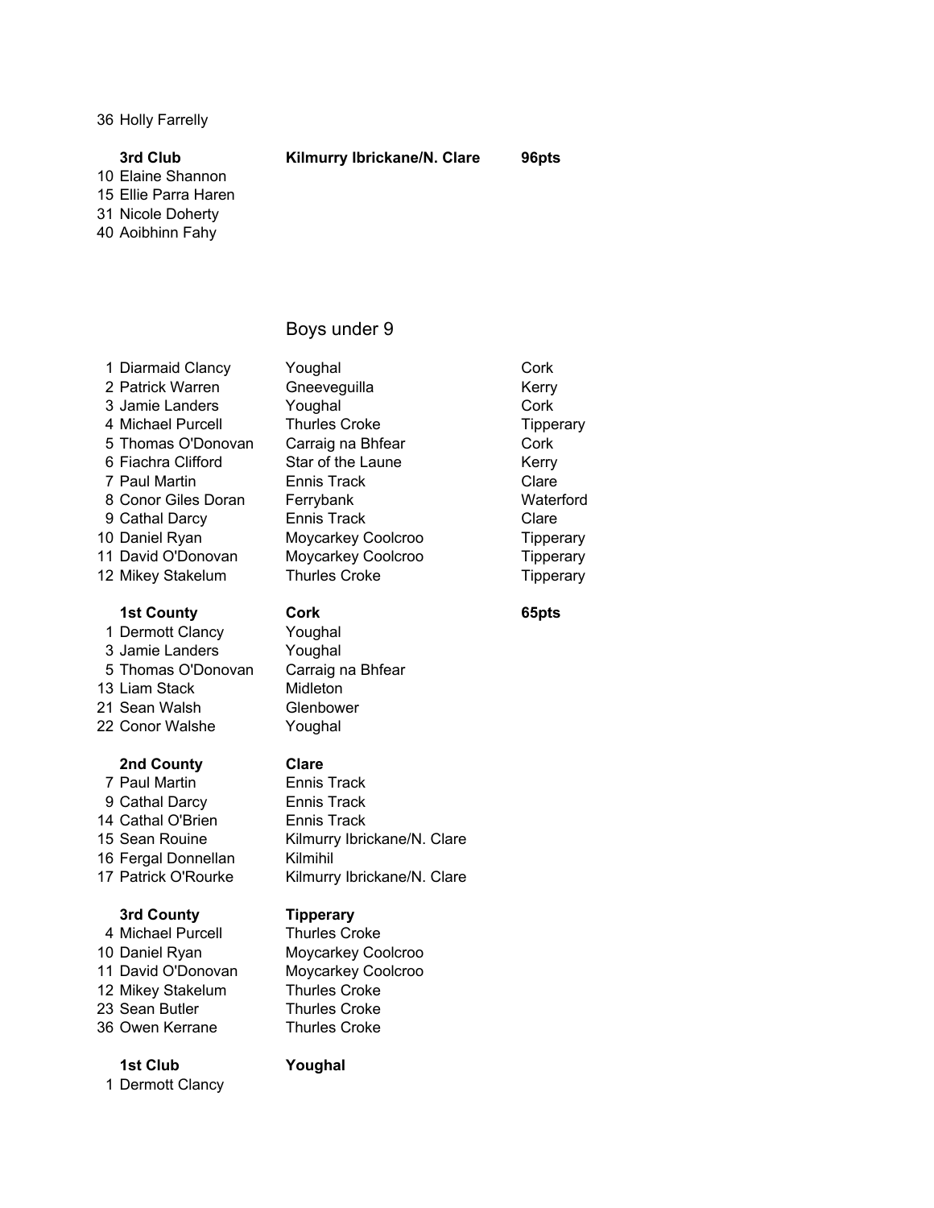36 Holly Farrelly

**3rd Club** **Kilmurry Ibrickane/N. Clare** **96pts**

10 Elaine Shannon
15 Ellie Parra Haren
31 Nicole Doherty
40 Aoibhinn Fahy

## Boys under 9

| | | |
|---|---|---|
| 1 Diarmaid Clancy | Youghal | Cork |
| 2 Patrick Warren | Gneeveguilla | Kerry |
| 3 Jamie Landers | Youghal | Cork |
| 4 Michael Purcell | Thurles Croke | Tipperary |
| 5 Thomas O'Donovan | Carraig na Bhfear | Cork |
| 6 Fiachra Clifford | Star of the Laune | Kerry |
| 7 Paul Martin | Ennis Track | Clare |
| 8 Conor Giles Doran | Ferrybank | Waterford |
| 9 Cathal Darcy | Ennis Track | Clare |
| 10 Daniel Ryan | Moycarkey Coolcroo | Tipperary |
| 11 David O'Donovan | Moycarkey Coolcroo | Tipperary |
| 12 Mikey Stakelum | Thurles Croke | Tipperary |

**1st County** **Cork** **65pts**

| | |
|---|---|
| 1 Dermott Clancy | Youghal |
| 3 Jamie Landers | Youghal |
| 5 Thomas O'Donovan | Carraig na Bhfear |
| 13 Liam Stack | Midleton |
| 21 Sean Walsh | Glenbower |
| 22 Conor Walshe | Youghal |

**2nd County** **Clare**

| | |
|---|---|
| 7 Paul Martin | Ennis Track |
| 9 Cathal Darcy | Ennis Track |
| 14 Cathal O'Brien | Ennis Track |
| 15 Sean Rouine | Kilmurry Ibrickane/N. Clare |
| 16 Fergal Donnellan | Kilmihil |
| 17 Patrick O'Rourke | Kilmurry Ibrickane/N. Clare |

**3rd County** **Tipperary**

| | |
|---|---|
| 4 Michael Purcell | Thurles Croke |
| 10 Daniel Ryan | Moycarkey Coolcroo |
| 11 David O'Donovan | Moycarkey Coolcroo |
| 12 Mikey Stakelum | Thurles Croke |
| 23 Sean Butler | Thurles Croke |
| 36 Owen Kerrane | Thurles Croke |

**1st Club** **Youghal**

1 Dermott Clancy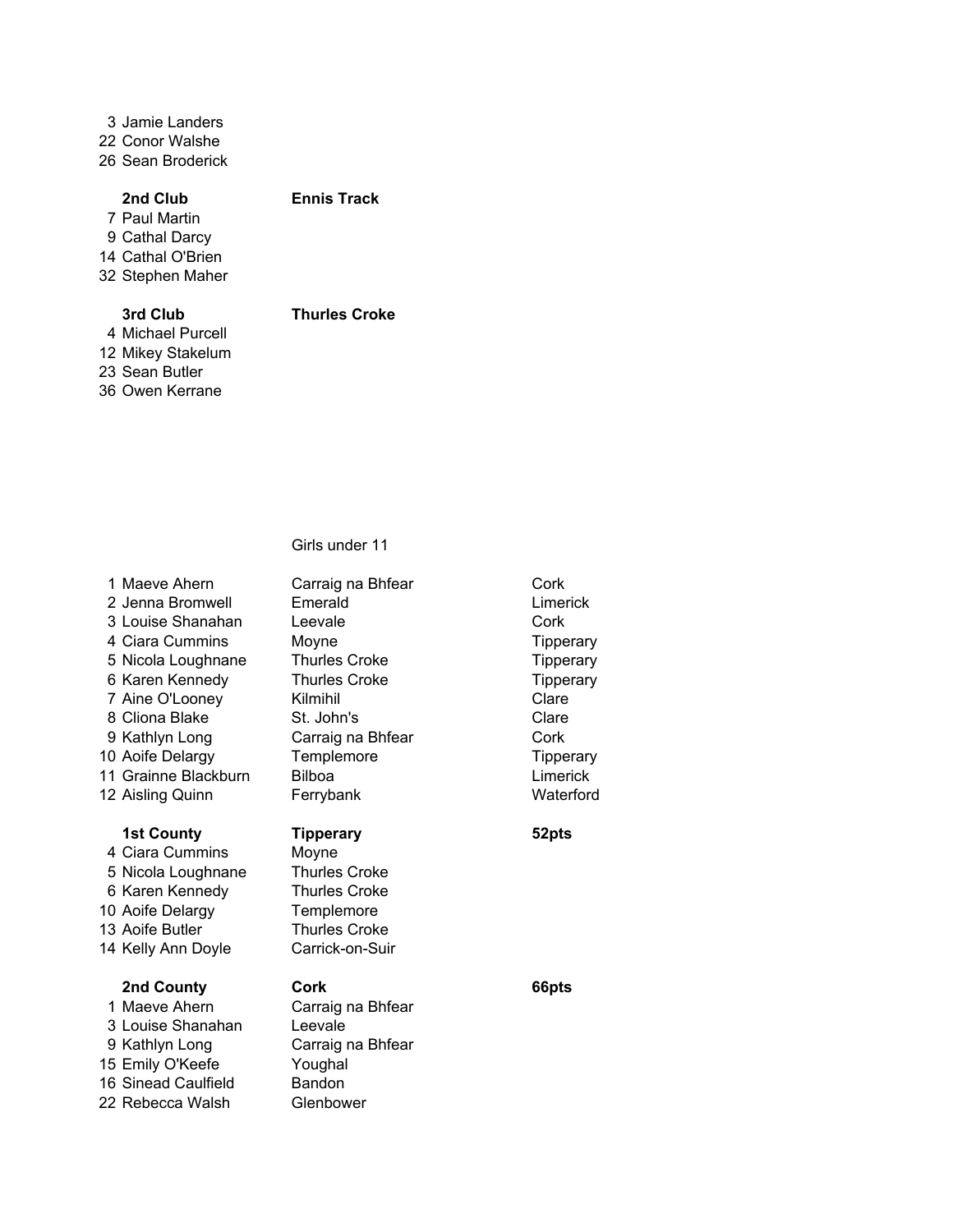3 Jamie Landers
22 Conor Walshe
26 Sean Broderick

| | 2nd Club | Ennis Track |
|---|---|---|
| 7 | Paul Martin | |
| 9 | Cathal Darcy | |
| 14 | Cathal O'Brien | |
| 32 | Stephen Maher | |

| | 3rd Club | Thurles Croke |
|---|---|---|
| 4 | Michael Purcell | |
| 12 | Mikey Stakelum | |
| 23 | Sean Butler | |
| 36 | Owen Kerrane | |

## Girls under 11

| Pos | Name | Club | County |
|---|---|---|---|
| 1 | Maeve Ahern | Carraig na Bhfear | Cork |
| 2 | Jenna Bromwell | Emerald | Limerick |
| 3 | Louise Shanahan | Leevale | Cork |
| 4 | Ciara Cummins | Moyne | Tipperary |
| 5 | Nicola Loughnane | Thurles Croke | Tipperary |
| 6 | Karen Kennedy | Thurles Croke | Tipperary |
| 7 | Aine O'Looney | Kilmihil | Clare |
| 8 | Cliona Blake | St. John's | Clare |
| 9 | Kathlyn Long | Carraig na Bhfear | Cork |
| 10 | Aoife Delargy | Templemore | Tipperary |
| 11 | Grainne Blackburn | Bilboa | Limerick |
| 12 | Aisling Quinn | Ferrybank | Waterford |

| | **1st County** | **Tipperary** | **52pts** |
|---|---|---|---|
| 4 | Ciara Cummins | Moyne | |
| 5 | Nicola Loughnane | Thurles Croke | |
| 6 | Karen Kennedy | Thurles Croke | |
| 10 | Aoife Delargy | Templemore | |
| 13 | Aoife Butler | Thurles Croke | |
| 14 | Kelly Ann Doyle | Carrick-on-Suir | |

| | **2nd County** | **Cork** | **66pts** |
|---|---|---|---|
| 1 | Maeve Ahern | Carraig na Bhfear | |
| 3 | Louise Shanahan | Leevale | |
| 9 | Kathlyn Long | Carraig na Bhfear | |
| 15 | Emily O'Keefe | Youghal | |
| 16 | Sinead Caulfield | Bandon | |
| 22 | Rebecca Walsh | Glenbower | |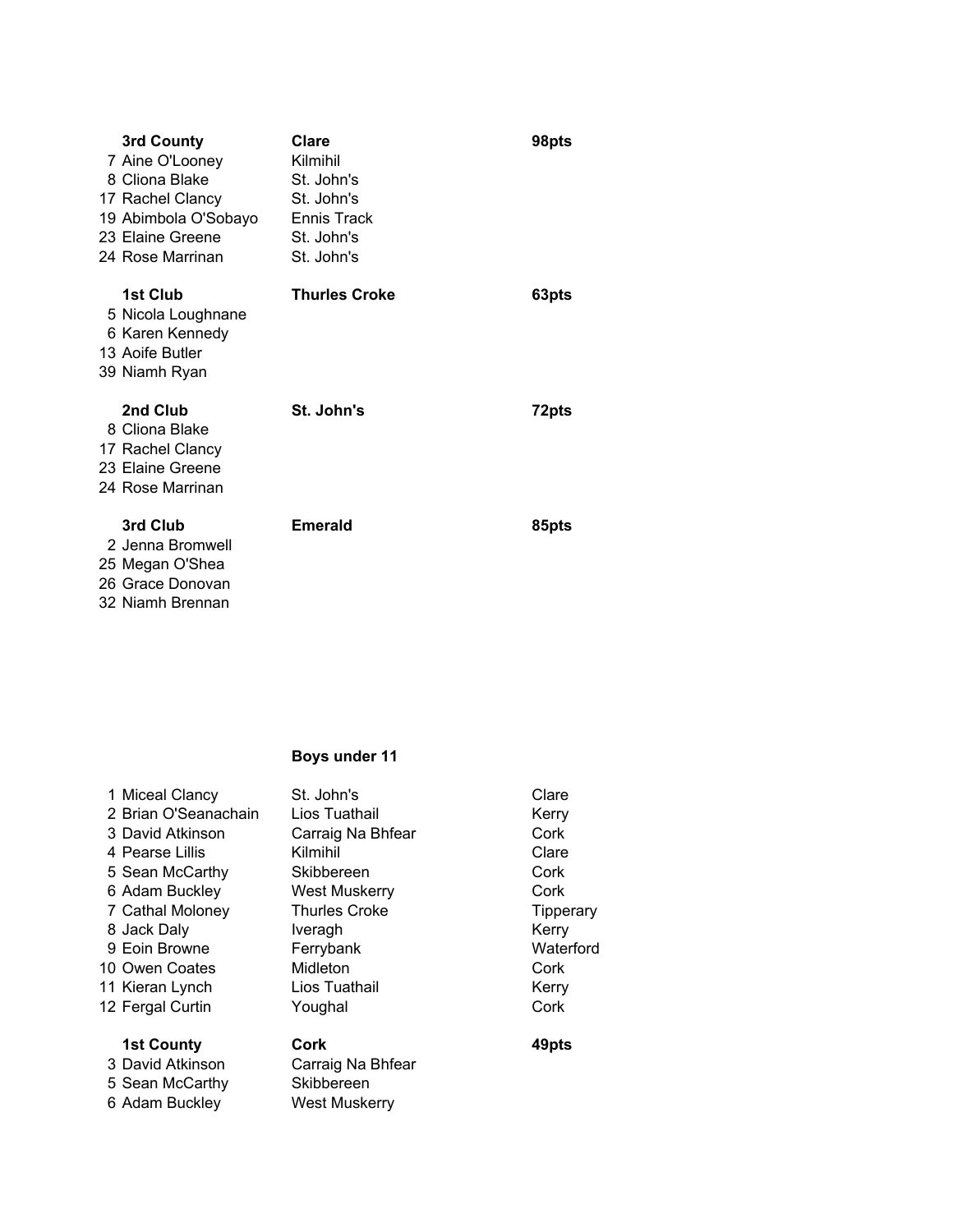| | | |
|---|---|---|
| **3rd County** | **Clare** | **98pts** |
| 7 Aine O'Looney | Kilmihil | |
| 8 Cliona Blake | St. John's | |
| 17 Rachel Clancy | St. John's | |
| 19 Abimbola O'Sobayo | Ennis Track | |
| 23 Elaine Greene | St. John's | |
| 24 Rose Marrinan | St. John's | |
| **1st Club** | **Thurles Croke** | **63pts** |
| 5 Nicola Loughnane | | |
| 6 Karen Kennedy | | |
| 13 Aoife Butler | | |
| 39 Niamh Ryan | | |
| **2nd Club** | **St. John's** | **72pts** |
| 8 Cliona Blake | | |
| 17 Rachel Clancy | | |
| 23 Elaine Greene | | |
| 24 Rose Marrinan | | |
| **3rd Club** | **Emerald** | **85pts** |
| 2 Jenna Bromwell | | |
| 25 Megan O'Shea | | |
| 26 Grace Donovan | | |
| 32 Niamh Brennan | | |

**Boys under 11**

| | | |
|---|---|---|
| 1 Miceal Clancy | St. John's | Clare |
| 2 Brian O'Seanachain | Lios Tuathail | Kerry |
| 3 David Atkinson | Carraig Na Bhfear | Cork |
| 4 Pearse Lillis | Kilmihil | Clare |
| 5 Sean McCarthy | Skibbereen | Cork |
| 6 Adam Buckley | West Muskerry | Cork |
| 7 Cathal Moloney | Thurles Croke | Tipperary |
| 8 Jack Daly | Iveragh | Kerry |
| 9 Eoin Browne | Ferrybank | Waterford |
| 10 Owen Coates | Midleton | Cork |
| 11 Kieran Lynch | Lios Tuathail | Kerry |
| 12 Fergal Curtin | Youghal | Cork |
| **1st County** | **Cork** | **49pts** |
| 3 David Atkinson | Carraig Na Bhfear | |
| 5 Sean McCarthy | Skibbereen | |
| 6 Adam Buckley | West Muskerry | |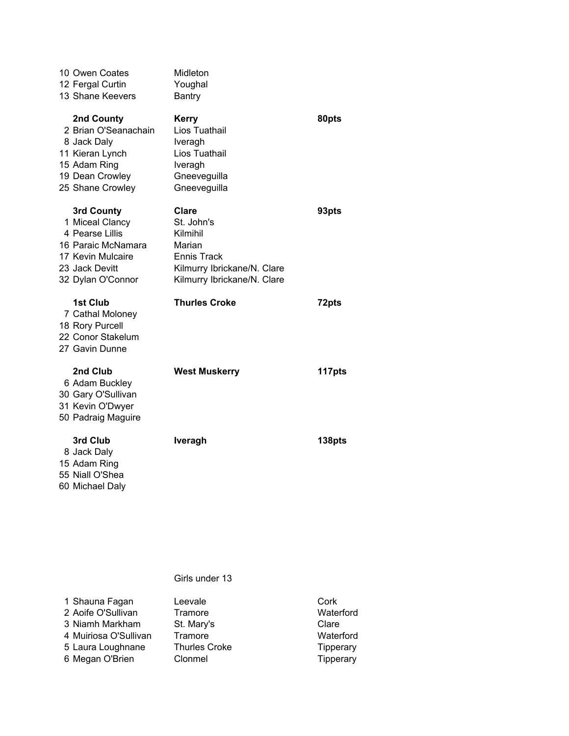| | | |
|---|---|---|
| 10 Owen Coates | Midleton | |
| 12 Fergal Curtin | Youghal | |
| 13 Shane Keevers | Bantry | |
| **2nd County** | **Kerry** | **80pts** |
| 2 Brian O'Seanachain | Lios Tuathail | |
| 8 Jack Daly | Iveragh | |
| 11 Kieran Lynch | Lios Tuathail | |
| 15 Adam Ring | Iveragh | |
| 19 Dean Crowley | Gneeveguilla | |
| 25 Shane Crowley | Gneeveguilla | |
| **3rd County** | **Clare** | **93pts** |
| 1 Miceal Clancy | St. John's | |
| 4 Pearse Lillis | Kilmihil | |
| 16 Paraic McNamara | Marian | |
| 17 Kevin Mulcaire | Ennis Track | |
| 23 Jack Devitt | Kilmurry Ibrickane/N. Clare | |
| 32 Dylan O'Connor | Kilmurry Ibrickane/N. Clare | |
| **1st Club** | **Thurles Croke** | **72pts** |
| 7 Cathal Moloney | | |
| 18 Rory Purcell | | |
| 22 Conor Stakelum | | |
| 27 Gavin Dunne | | |
| **2nd Club** | **West Muskerry** | **117pts** |
| 6 Adam Buckley | | |
| 30 Gary O'Sullivan | | |
| 31 Kevin O'Dwyer | | |
| 50 Padraig Maguire | | |
| **3rd Club** | **Iveragh** | **138pts** |
| 8 Jack Daly | | |
| 15 Adam Ring | | |
| 55 Niall O'Shea | | |
| 60 Michael Daly | | |

Girls under 13

| | | |
|---|---|---|
| 1 Shauna Fagan | Leevale | Cork |
| 2 Aoife O'Sullivan | Tramore | Waterford |
| 3 Niamh Markham | St. Mary's | Clare |
| 4 Muiriosa O'Sullivan | Tramore | Waterford |
| 5 Laura Loughnane | Thurles Croke | Tipperary |
| 6 Megan O'Brien | Clonmel | Tipperary |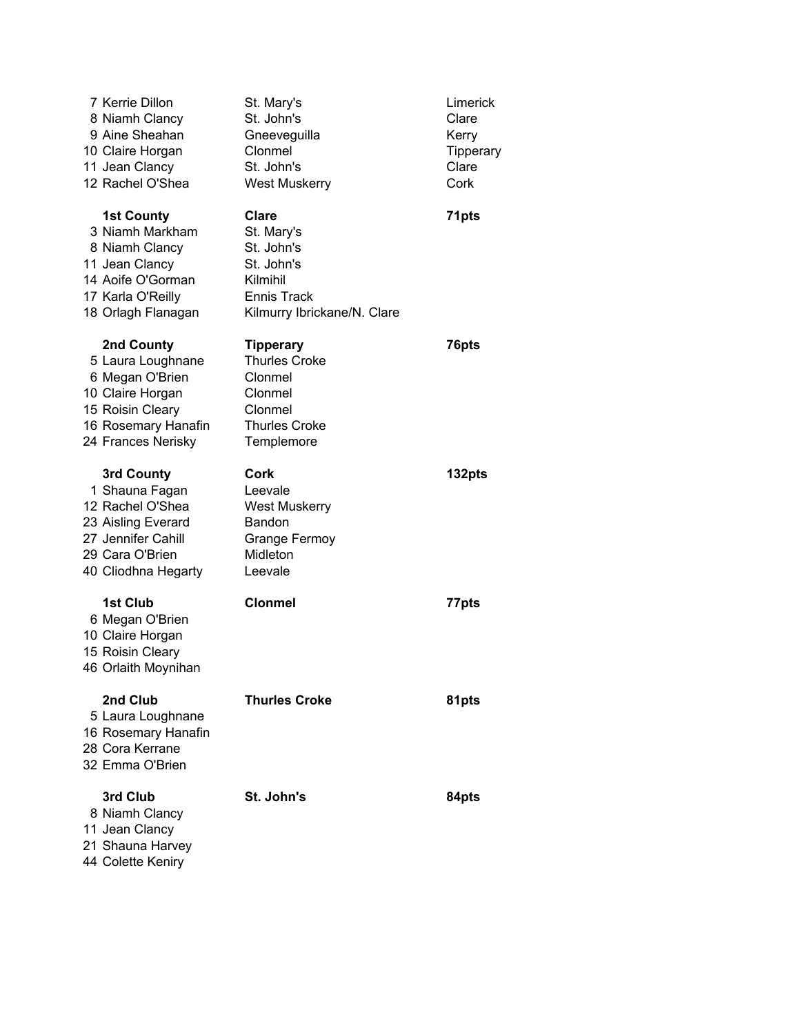| Pos | Name | Club | County |
| --- | --- | --- | --- |
| 7 | Kerrie Dillon | St. Mary's | Limerick |
| 8 | Niamh Clancy | St. John's | Clare |
| 9 | Aine Sheahan | Gneeveguilla | Kerry |
| 10 | Claire Horgan | Clonmel | Tipperary |
| 11 | Jean Clancy | St. John's | Clare |
| 12 | Rachel O'Shea | West Muskerry | Cork |

| | **1st County** | **Clare** | **71pts** |
| --- | --- | --- | --- |
| 3 | Niamh Markham | St. Mary's | |
| 8 | Niamh Clancy | St. John's | |
| 11 | Jean Clancy | St. John's | |
| 14 | Aoife O'Gorman | Kilmihil | |
| 17 | Karla O'Reilly | Ennis Track | |
| 18 | Orlagh Flanagan | Kilmurry Ibrickane/N. Clare | |

| | **2nd County** | **Tipperary** | **76pts** |
| --- | --- | --- | --- |
| 5 | Laura Loughnane | Thurles Croke | |
| 6 | Megan O'Brien | Clonmel | |
| 10 | Claire Horgan | Clonmel | |
| 15 | Roisin Cleary | Clonmel | |
| 16 | Rosemary Hanafin | Thurles Croke | |
| 24 | Frances Nerisky | Templemore | |

| | **3rd County** | **Cork** | **132pts** |
| --- | --- | --- | --- |
| 1 | Shauna Fagan | Leevale | |
| 12 | Rachel O'Shea | West Muskerry | |
| 23 | Aisling Everard | Bandon | |
| 27 | Jennifer Cahill | Grange Fermoy | |
| 29 | Cara O'Brien | Midleton | |
| 40 | Cliodhna Hegarty | Leevale | |

| | **1st Club** | **Clonmel** | **77pts** |
| --- | --- | --- | --- |
| 6 | Megan O'Brien | | |
| 10 | Claire Horgan | | |
| 15 | Roisin Cleary | | |
| 46 | Orlaith Moynihan | | |

| | **2nd Club** | **Thurles Croke** | **81pts** |
| --- | --- | --- | --- |
| 5 | Laura Loughnane | | |
| 16 | Rosemary Hanafin | | |
| 28 | Cora Kerrane | | |
| 32 | Emma O'Brien | | |

| | **3rd Club** | **St. John's** | **84pts** |
| --- | --- | --- | --- |
| 8 | Niamh Clancy | | |
| 11 | Jean Clancy | | |
| 21 | Shauna Harvey | | |
| 44 | Colette Keniry | | |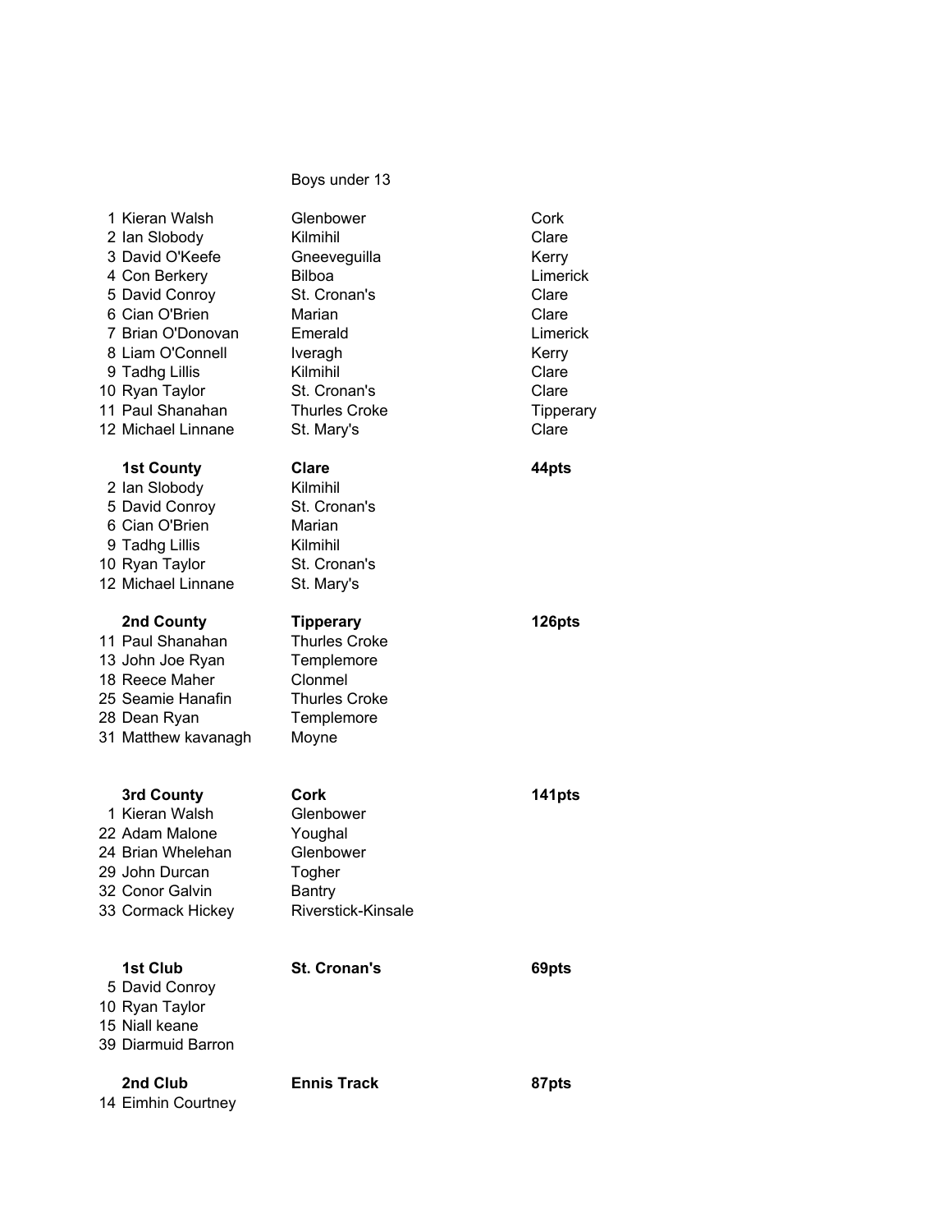Boys under 13

| | | |
|---|---|---|
| 1 Kieran Walsh | Glenbower | Cork |
| 2 Ian Slobody | Kilmihil | Clare |
| 3 David O'Keefe | Gneeveguilla | Kerry |
| 4 Con Berkery | Bilboa | Limerick |
| 5 David Conroy | St. Cronan's | Clare |
| 6 Cian O'Brien | Marian | Clare |
| 7 Brian O'Donovan | Emerald | Limerick |
| 8 Liam O'Connell | Iveragh | Kerry |
| 9 Tadhg Lillis | Kilmihil | Clare |
| 10 Ryan Taylor | St. Cronan's | Clare |
| 11 Paul Shanahan | Thurles Croke | Tipperary |
| 12 Michael Linnane | St. Mary's | Clare |

| | | |
|---|---|---|
| **1st County** | **Clare** | **44pts** |
| 2 Ian Slobody | Kilmihil | |
| 5 David Conroy | St. Cronan's | |
| 6 Cian O'Brien | Marian | |
| 9 Tadhg Lillis | Kilmihil | |
| 10 Ryan Taylor | St. Cronan's | |
| 12 Michael Linnane | St. Mary's | |

| | | |
|---|---|---|
| **2nd County** | **Tipperary** | **126pts** |
| 11 Paul Shanahan | Thurles Croke | |
| 13 John Joe Ryan | Templemore | |
| 18 Reece Maher | Clonmel | |
| 25 Seamie Hanafin | Thurles Croke | |
| 28 Dean Ryan | Templemore | |
| 31 Matthew kavanagh | Moyne | |

| | | |
|---|---|---|
| **3rd County** | **Cork** | **141pts** |
| 1 Kieran Walsh | Glenbower | |
| 22 Adam Malone | Youghal | |
| 24 Brian Whelehan | Glenbower | |
| 29 John Durcan | Togher | |
| 32 Conor Galvin | Bantry | |
| 33 Cormack Hickey | Riverstick-Kinsale | |

| | | |
|---|---|---|
| **1st Club** | **St. Cronan's** | **69pts** |
| 5 David Conroy | | |
| 10 Ryan Taylor | | |
| 15 Niall keane | | |
| 39 Diarmuid Barron | | |

| | | |
|---|---|---|
| **2nd Club** | **Ennis Track** | **87pts** |
| 14 Eimhin Courtney | | |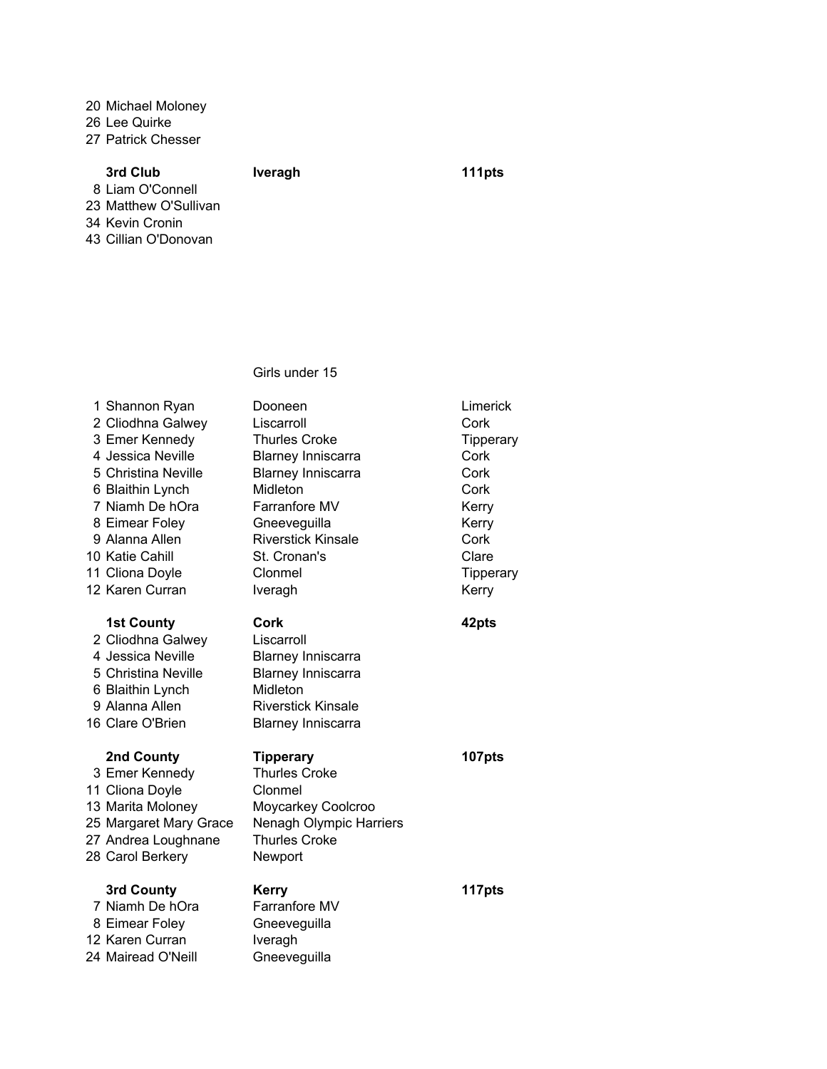20 Michael Moloney
26 Lee Quirke
27 Patrick Chesser

| | | |
|---|---|---|
| **3rd Club** | **Iveragh** | **111pts** |
| 8 Liam O'Connell | | |
| 23 Matthew O'Sullivan | | |
| 34 Kevin Cronin | | |
| 43 Cillian O'Donovan | | |

Girls under 15

| | | |
|---|---|---|
| 1 Shannon Ryan | Dooneen | Limerick |
| 2 Cliodhna Galwey | Liscarroll | Cork |
| 3 Emer Kennedy | Thurles Croke | Tipperary |
| 4 Jessica Neville | Blarney Inniscarra | Cork |
| 5 Christina Neville | Blarney Inniscarra | Cork |
| 6 Blaithin Lynch | Midleton | Cork |
| 7 Niamh De hOra | Farranfore MV | Kerry |
| 8 Eimear Foley | Gneeveguilla | Kerry |
| 9 Alanna Allen | Riverstick Kinsale | Cork |
| 10 Katie Cahill | St. Cronan's | Clare |
| 11 Cliona Doyle | Clonmel | Tipperary |
| 12 Karen Curran | Iveragh | Kerry |

| | | |
|---|---|---|
| **1st County** | **Cork** | **42pts** |
| 2 Cliodhna Galwey | Liscarroll | |
| 4 Jessica Neville | Blarney Inniscarra | |
| 5 Christina Neville | Blarney Inniscarra | |
| 6 Blaithin Lynch | Midleton | |
| 9 Alanna Allen | Riverstick Kinsale | |
| 16 Clare O'Brien | Blarney Inniscarra | |

| | | |
|---|---|---|
| **2nd County** | **Tipperary** | **107pts** |
| 3 Emer Kennedy | Thurles Croke | |
| 11 Cliona Doyle | Clonmel | |
| 13 Marita Moloney | Moycarkey Coolcroo | |
| 25 Margaret Mary Grace | Nenagh Olympic Harriers | |
| 27 Andrea Loughnane | Thurles Croke | |
| 28 Carol Berkery | Newport | |

| | | |
|---|---|---|
| **3rd County** | **Kerry** | **117pts** |
| 7 Niamh De hOra | Farranfore MV | |
| 8 Eimear Foley | Gneeveguilla | |
| 12 Karen Curran | Iveragh | |
| 24 Mairead O'Neill | Gneeveguilla | |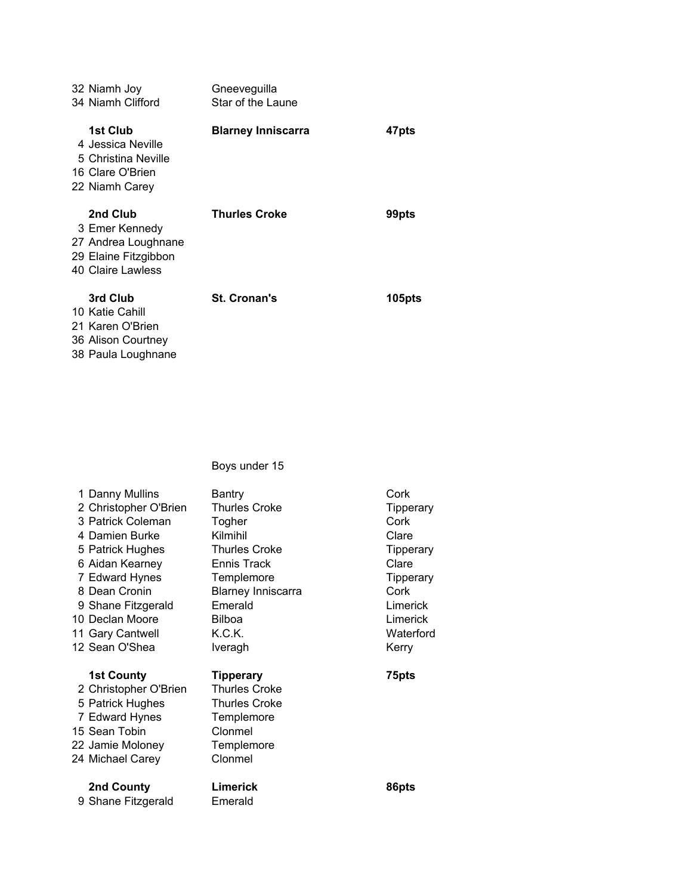32 Niamh Joy Gneeveguilla
34 Niamh Clifford Star of the Laune

| | | |
|---|---|---|
| **1st Club** | **Blarney Inniscarra** | **47pts** |
| 4 Jessica Neville | | |
| 5 Christina Neville | | |
| 16 Clare O'Brien | | |
| 22 Niamh Carey | | |
| **2nd Club** | **Thurles Croke** | **99pts** |
| 3 Emer Kennedy | | |
| 27 Andrea Loughnane | | |
| 29 Elaine Fitzgibbon | | |
| 40 Claire Lawless | | |
| **3rd Club** | **St. Cronan's** | **105pts** |
| 10 Katie Cahill | | |
| 21 Karen O'Brien | | |
| 36 Alison Courtney | | |
| 38 Paula Loughnane | | |

## Boys under 15

| | | |
|---|---|---|
| 1 Danny Mullins | Bantry | Cork |
| 2 Christopher O'Brien | Thurles Croke | Tipperary |
| 3 Patrick Coleman | Togher | Cork |
| 4 Damien Burke | Kilmihil | Clare |
| 5 Patrick Hughes | Thurles Croke | Tipperary |
| 6 Aidan Kearney | Ennis Track | Clare |
| 7 Edward Hynes | Templemore | Tipperary |
| 8 Dean Cronin | Blarney Inniscarra | Cork |
| 9 Shane Fitzgerald | Emerald | Limerick |
| 10 Declan Moore | Bilboa | Limerick |
| 11 Gary Cantwell | K.C.K. | Waterford |
| 12 Sean O'Shea | Iveragh | Kerry |

| | | |
|---|---|---|
| **1st County** | **Tipperary** | **75pts** |
| 2 Christopher O'Brien | Thurles Croke | |
| 5 Patrick Hughes | Thurles Croke | |
| 7 Edward Hynes | Templemore | |
| 15 Sean Tobin | Clonmel | |
| 22 Jamie Moloney | Templemore | |
| 24 Michael Carey | Clonmel | |
| **2nd County** | **Limerick** | **86pts** |
| 9 Shane Fitzgerald | Emerald | |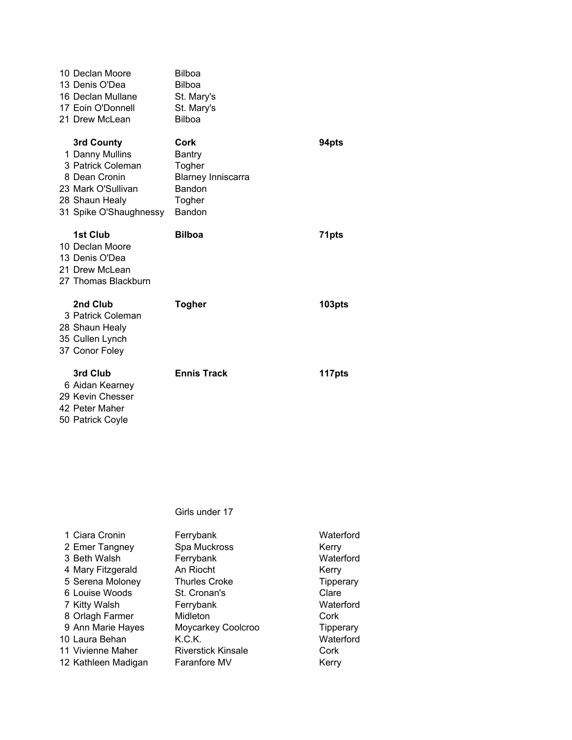| | | |
|---|---|---|
| 10 Declan Moore | Bilboa | |
| 13 Denis O'Dea | Bilboa | |
| 16 Declan Mullane | St. Mary's | |
| 17 Eoin O'Donnell | St. Mary's | |
| 21 Drew McLean | Bilboa | |
| | | |
| **3rd County** | **Cork** | **94pts** |
| 1 Danny Mullins | Bantry | |
| 3 Patrick Coleman | Togher | |
| 8 Dean Cronin | Blarney Inniscarra | |
| 23 Mark O'Sullivan | Bandon | |
| 28 Shaun Healy | Togher | |
| 31 Spike O'Shaughnessy | Bandon | |
| | | |
| **1st Club** | **Bilboa** | **71pts** |
| 10 Declan Moore | | |
| 13 Denis O'Dea | | |
| 21 Drew McLean | | |
| 27 Thomas Blackburn | | |
| | | |
| **2nd Club** | **Togher** | **103pts** |
| 3 Patrick Coleman | | |
| 28 Shaun Healy | | |
| 35 Cullen Lynch | | |
| 37 Conor Foley | | |
| | | |
| **3rd Club** | **Ennis Track** | **117pts** |
| 6 Aidan Kearney | | |
| 29 Kevin Chesser | | |
| 42 Peter Maher | | |
| 50 Patrick Coyle | | |

Girls under 17

| | | |
|---|---|---|
| 1 Ciara Cronin | Ferrybank | Waterford |
| 2 Emer Tangney | Spa Muckross | Kerry |
| 3 Beth Walsh | Ferrybank | Waterford |
| 4 Mary Fitzgerald | An Riocht | Kerry |
| 5 Serena Moloney | Thurles Croke | Tipperary |
| 6 Louise Woods | St. Cronan's | Clare |
| 7 Kitty Walsh | Ferrybank | Waterford |
| 8 Orlagh Farmer | Midleton | Cork |
| 9 Ann Marie Hayes | Moycarkey Coolcroo | Tipperary |
| 10 Laura Behan | K.C.K. | Waterford |
| 11 Vivienne Maher | Riverstick Kinsale | Cork |
| 12 Kathleen Madigan | Faranfore MV | Kerry |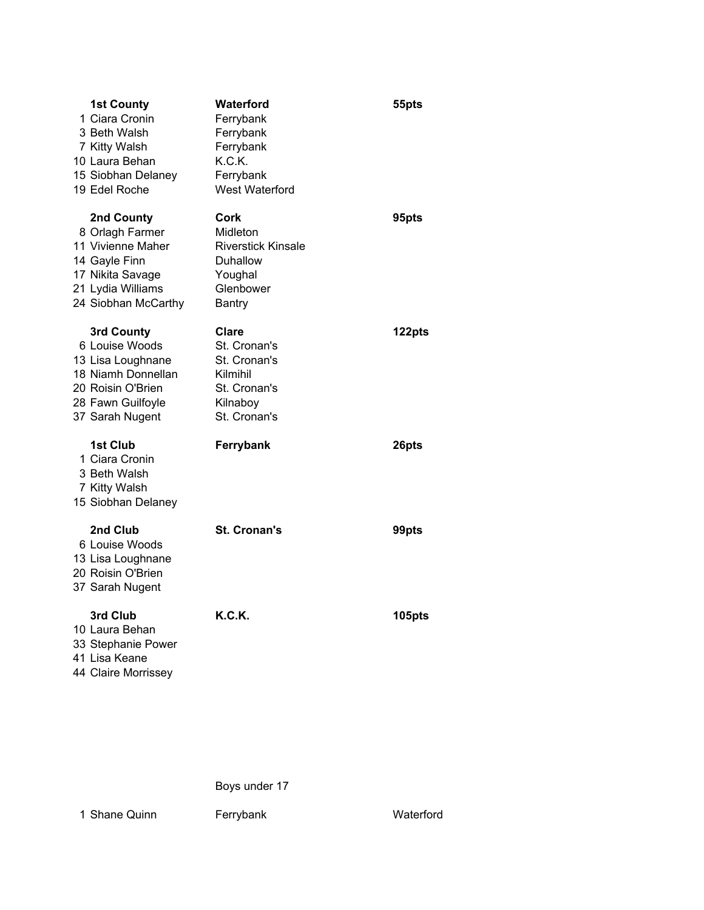| | | |
|---|---|---|
| **1st County** | **Waterford** | **55pts** |
| 1 Ciara Cronin | Ferrybank | |
| 3 Beth Walsh | Ferrybank | |
| 7 Kitty Walsh | Ferrybank | |
| 10 Laura Behan | K.C.K. | |
| 15 Siobhan Delaney | Ferrybank | |
| 19 Edel Roche | West Waterford | |
| | | |
| **2nd County** | **Cork** | **95pts** |
| 8 Orlagh Farmer | Midleton | |
| 11 Vivienne Maher | Riverstick Kinsale | |
| 14 Gayle Finn | Duhallow | |
| 17 Nikita Savage | Youghal | |
| 21 Lydia Williams | Glenbower | |
| 24 Siobhan McCarthy | Bantry | |
| | | |
| **3rd County** | **Clare** | **122pts** |
| 6 Louise Woods | St. Cronan's | |
| 13 Lisa Loughnane | St. Cronan's | |
| 18 Niamh Donnellan | Kilmihil | |
| 20 Roisin O'Brien | St. Cronan's | |
| 28 Fawn Guilfoyle | Kilnaboy | |
| 37 Sarah Nugent | St. Cronan's | |
| | | |
| **1st Club** | **Ferrybank** | **26pts** |
| 1 Ciara Cronin | | |
| 3 Beth Walsh | | |
| 7 Kitty Walsh | | |
| 15 Siobhan Delaney | | |
| | | |
| **2nd Club** | **St. Cronan's** | **99pts** |
| 6 Louise Woods | | |
| 13 Lisa Loughnane | | |
| 20 Roisin O'Brien | | |
| 37 Sarah Nugent | | |
| | | |
| **3rd Club** | **K.C.K.** | **105pts** |
| 10 Laura Behan | | |
| 33 Stephanie Power | | |
| 41 Lisa Keane | | |
| 44 Claire Morrissey | | |

Boys under 17

| | | |
|---|---|---|
| 1 Shane Quinn | Ferrybank | Waterford |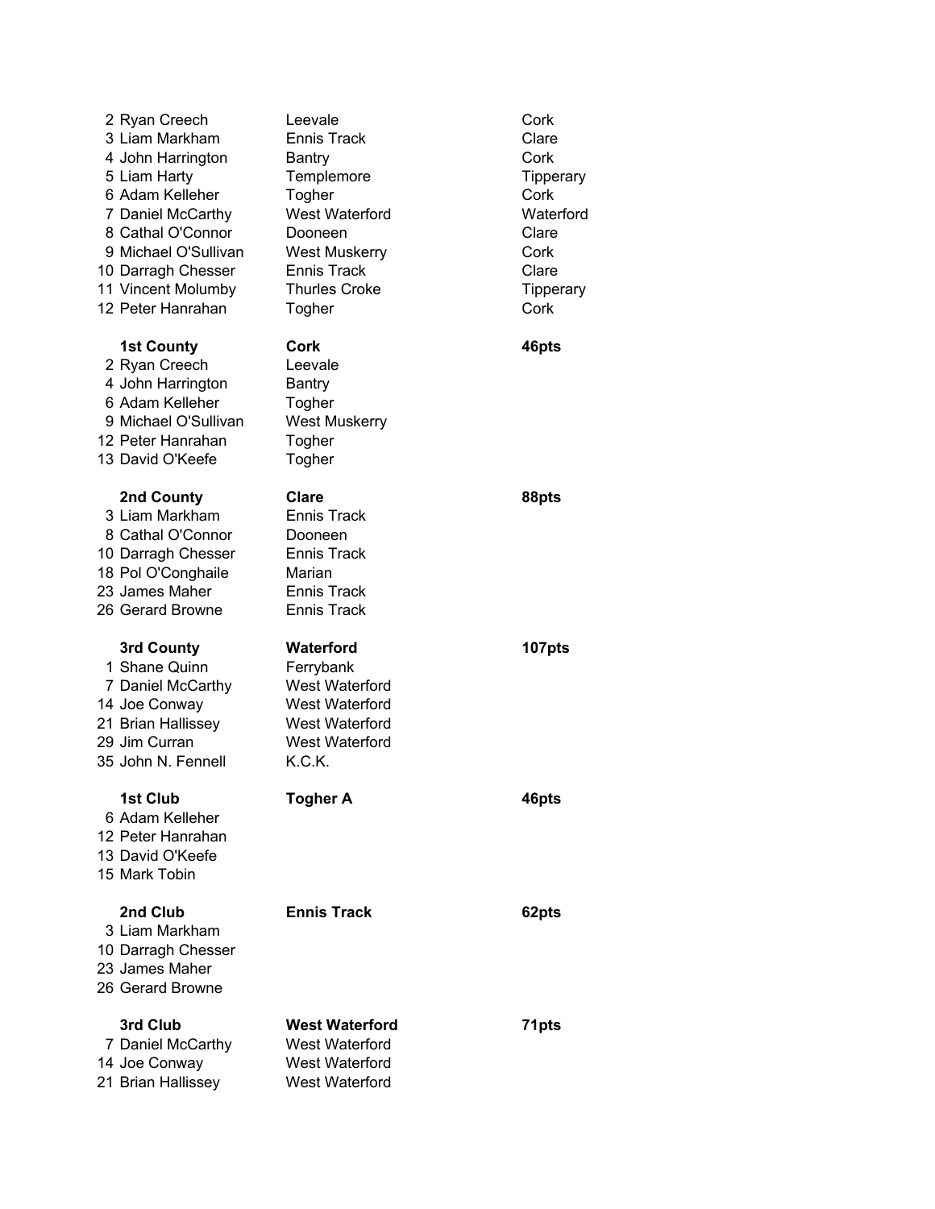| | | |
|---|---|---|
| 2 Ryan Creech | Leevale | Cork |
| 3 Liam Markham | Ennis Track | Clare |
| 4 John Harrington | Bantry | Cork |
| 5 Liam Harty | Templemore | Tipperary |
| 6 Adam Kelleher | Togher | Cork |
| 7 Daniel McCarthy | West Waterford | Waterford |
| 8 Cathal O'Connor | Dooneen | Clare |
| 9 Michael O'Sullivan | West Muskerry | Cork |
| 10 Darragh Chesser | Ennis Track | Clare |
| 11 Vincent Molumby | Thurles Croke | Tipperary |
| 12 Peter Hanrahan | Togher | Cork |

| | | |
|---|---|---|
| **1st County** | **Cork** | **46pts** |
| 2 Ryan Creech | Leevale | |
| 4 John Harrington | Bantry | |
| 6 Adam Kelleher | Togher | |
| 9 Michael O'Sullivan | West Muskerry | |
| 12 Peter Hanrahan | Togher | |
| 13 David O'Keefe | Togher | |

| | | |
|---|---|---|
| **2nd County** | **Clare** | **88pts** |
| 3 Liam Markham | Ennis Track | |
| 8 Cathal O'Connor | Dooneen | |
| 10 Darragh Chesser | Ennis Track | |
| 18 Pol O'Conghaile | Marian | |
| 23 James Maher | Ennis Track | |
| 26 Gerard Browne | Ennis Track | |

| | | |
|---|---|---|
| **3rd County** | **Waterford** | **107pts** |
| 1 Shane Quinn | Ferrybank | |
| 7 Daniel McCarthy | West Waterford | |
| 14 Joe Conway | West Waterford | |
| 21 Brian Hallissey | West Waterford | |
| 29 Jim Curran | West Waterford | |
| 35 John N. Fennell | K.C.K. | |

| | | |
|---|---|---|
| **1st Club** | **Togher A** | **46pts** |
| 6 Adam Kelleher | | |
| 12 Peter Hanrahan | | |
| 13 David O'Keefe | | |
| 15 Mark Tobin | | |

| | | |
|---|---|---|
| **2nd Club** | **Ennis Track** | **62pts** |
| 3 Liam Markham | | |
| 10 Darragh Chesser | | |
| 23 James Maher | | |
| 26 Gerard Browne | | |

| | | |
|---|---|---|
| **3rd Club** | **West Waterford** | **71pts** |
| 7 Daniel McCarthy | West Waterford | |
| 14 Joe Conway | West Waterford | |
| 21 Brian Hallissey | West Waterford | |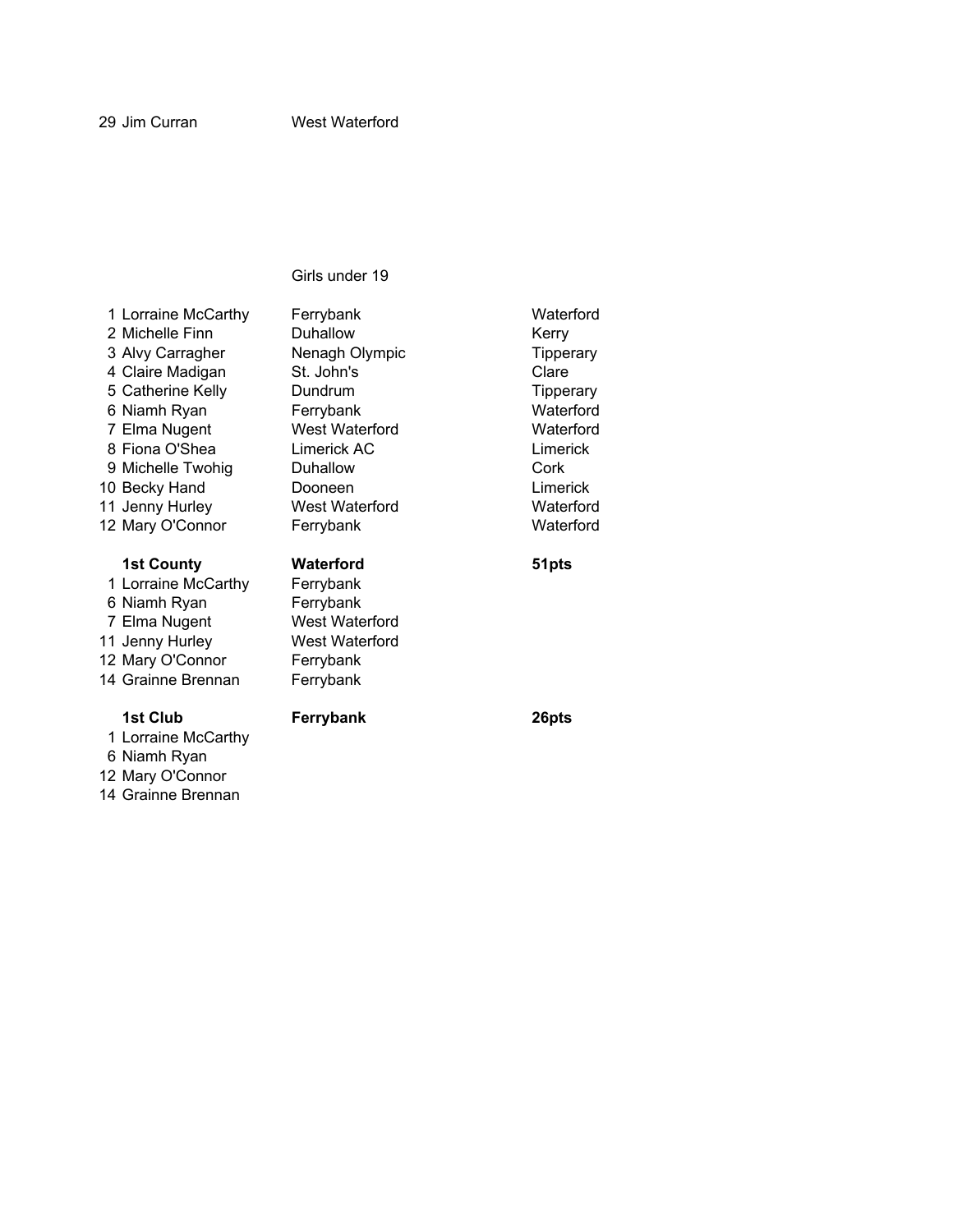| | | |
|---|---|---|
| 29 Jim Curran | West Waterford | |

Girls under 19

| Pos | Name | Club | County |
|---|---|---|---|
| 1 | Lorraine McCarthy | Ferrybank | Waterford |
| 2 | Michelle Finn | Duhallow | Kerry |
| 3 | Alvy Carragher | Nenagh Olympic | Tipperary |
| 4 | Claire Madigan | St. John's | Clare |
| 5 | Catherine Kelly | Dundrum | Tipperary |
| 6 | Niamh Ryan | Ferrybank | Waterford |
| 7 | Elma Nugent | West Waterford | Waterford |
| 8 | Fiona O'Shea | Limerick AC | Limerick |
| 9 | Michelle Twohig | Duhallow | Cork |
| 10 | Becky Hand | Dooneen | Limerick |
| 11 | Jenny Hurley | West Waterford | Waterford |
| 12 | Mary O'Connor | Ferrybank | Waterford |

| | **1st County** | **Waterford** | **51pts** |
|---|---|---|---|
| 1 | Lorraine McCarthy | Ferrybank | |
| 6 | Niamh Ryan | Ferrybank | |
| 7 | Elma Nugent | West Waterford | |
| 11 | Jenny Hurley | West Waterford | |
| 12 | Mary O'Connor | Ferrybank | |
| 14 | Grainne Brennan | Ferrybank | |

| | **1st Club** | **Ferrybank** | **26pts** |
|---|---|---|---|
| 1 | Lorraine McCarthy | | |
| 6 | Niamh Ryan | | |
| 12 | Mary O'Connor | | |
| 14 | Grainne Brennan | | |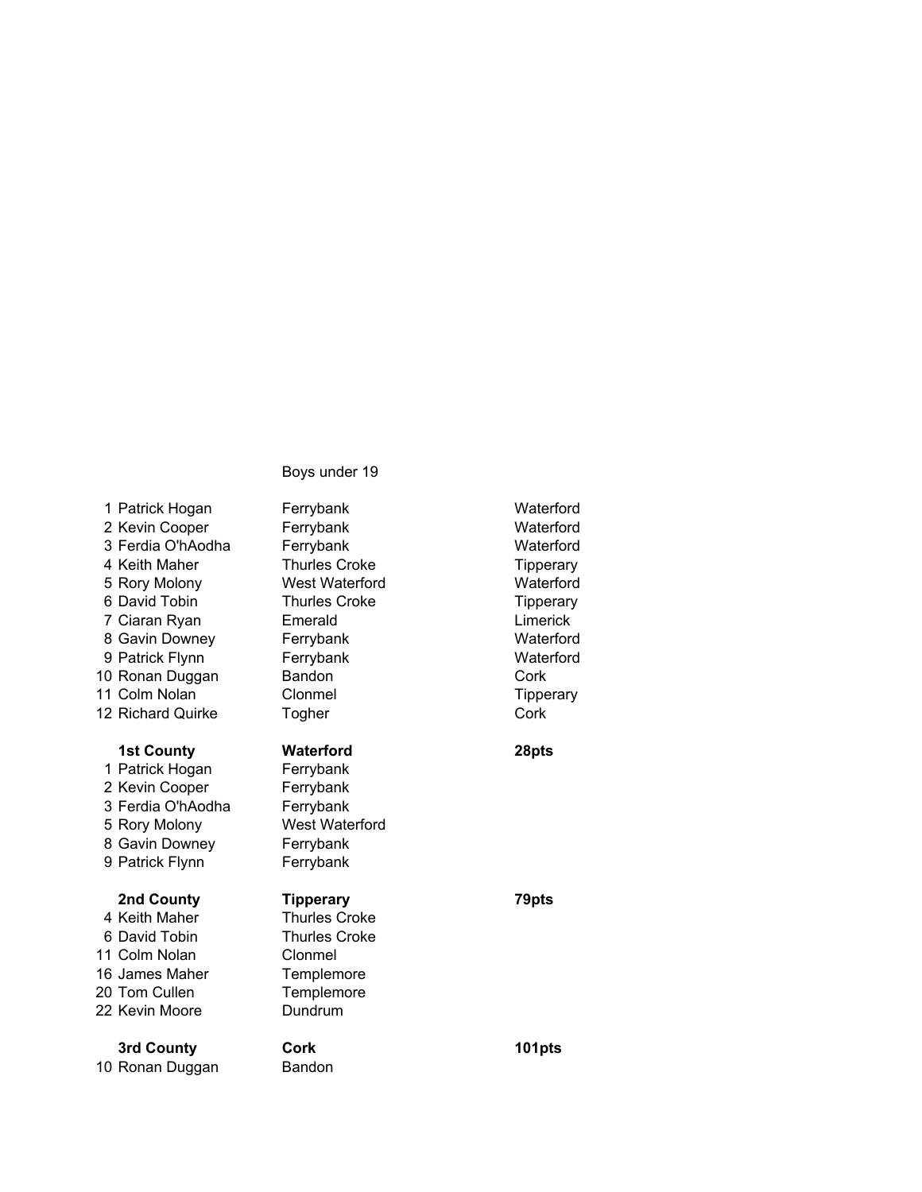Boys under 19

| | Name | Club | County |
|---|---|---|---|
| 1 | Patrick Hogan | Ferrybank | Waterford |
| 2 | Kevin Cooper | Ferrybank | Waterford |
| 3 | Ferdia O'hAodha | Ferrybank | Waterford |
| 4 | Keith Maher | Thurles Croke | Tipperary |
| 5 | Rory Molony | West Waterford | Waterford |
| 6 | David Tobin | Thurles Croke | Tipperary |
| 7 | Ciaran Ryan | Emerald | Limerick |
| 8 | Gavin Downey | Ferrybank | Waterford |
| 9 | Patrick Flynn | Ferrybank | Waterford |
| 10 | Ronan Duggan | Bandon | Cork |
| 11 | Colm Nolan | Clonmel | Tipperary |
| 12 | Richard Quirke | Togher | Cork |

| | **1st County** | **Waterford** | **28pts** |
|---|---|---|---|
| 1 | Patrick Hogan | Ferrybank | |
| 2 | Kevin Cooper | Ferrybank | |
| 3 | Ferdia O'hAodha | Ferrybank | |
| 5 | Rory Molony | West Waterford | |
| 8 | Gavin Downey | Ferrybank | |
| 9 | Patrick Flynn | Ferrybank | |

| | **2nd County** | **Tipperary** | **79pts** |
|---|---|---|---|
| 4 | Keith Maher | Thurles Croke | |
| 6 | David Tobin | Thurles Croke | |
| 11 | Colm Nolan | Clonmel | |
| 16 | James Maher | Templemore | |
| 20 | Tom Cullen | Templemore | |
| 22 | Kevin Moore | Dundrum | |

| | **3rd County** | **Cork** | **101pts** |
|---|---|---|---|
| 10 | Ronan Duggan | Bandon | |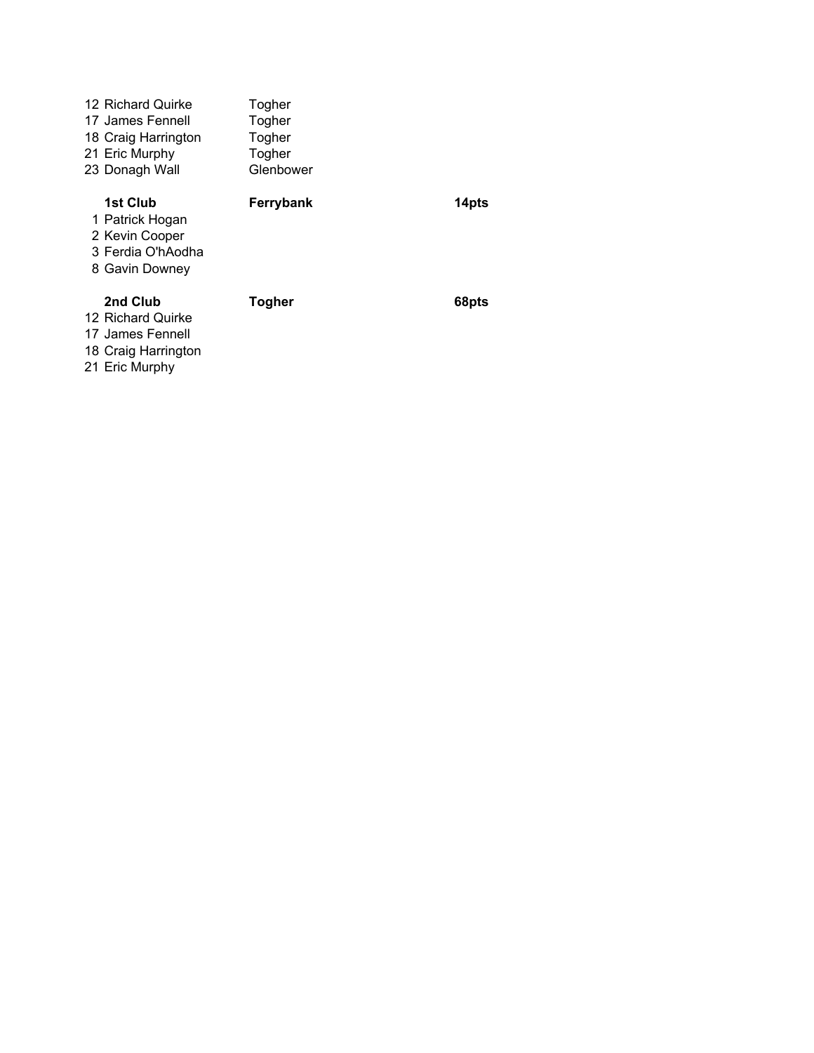| | | |
|---|---|---|
| 12 Richard Quirke | Togher | |
| 17 James Fennell | Togher | |
| 18 Craig Harrington | Togher | |
| 21 Eric Murphy | Togher | |
| 23 Donagh Wall | Glenbower | |
| **1st Club** | **Ferrybank** | **14pts** |
| 1 Patrick Hogan | | |
| 2 Kevin Cooper | | |
| 3 Ferdia O'hAodha | | |
| 8 Gavin Downey | | |
| **2nd Club** | **Togher** | **68pts** |
| 12 Richard Quirke | | |
| 17 James Fennell | | |
| 18 Craig Harrington | | |
| 21 Eric Murphy | | |